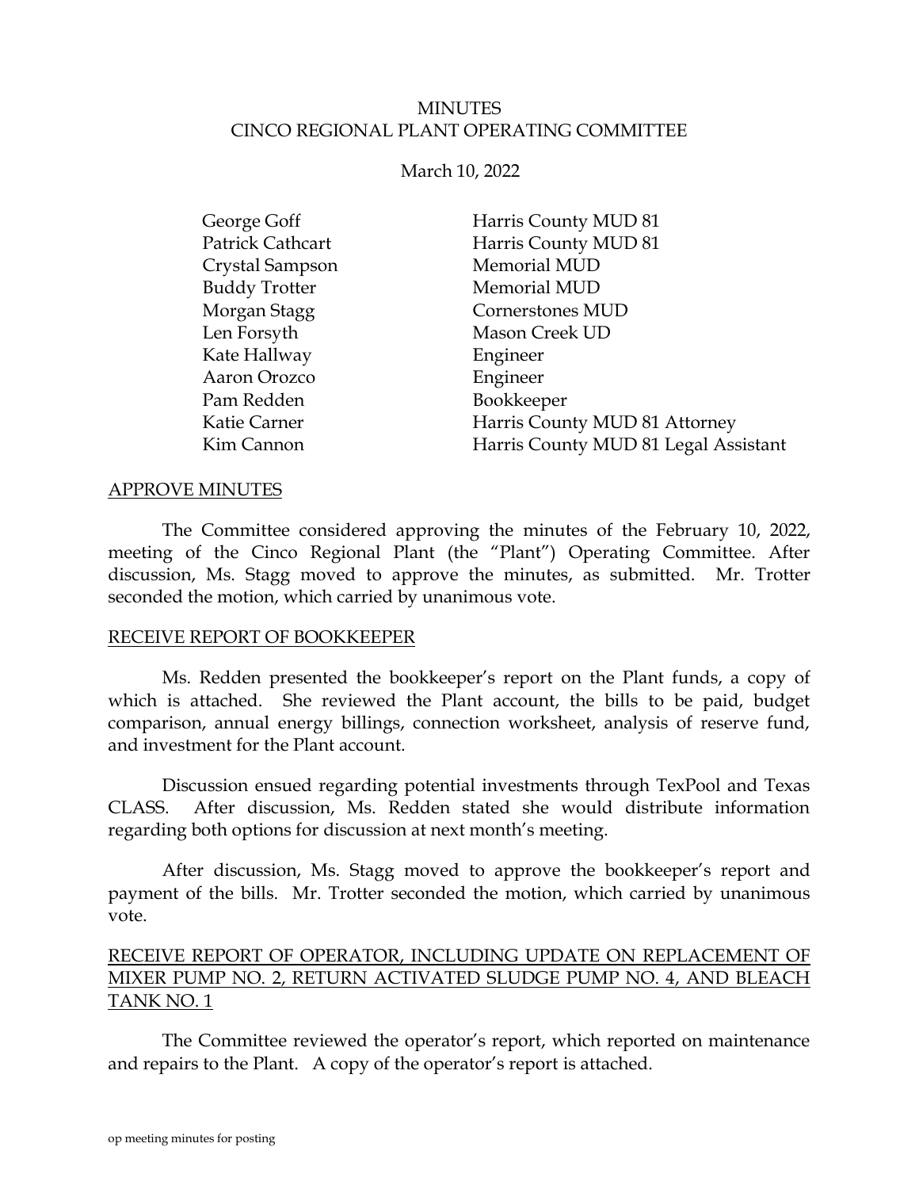# MINUTES
# CINCO REGIONAL PLANT OPERATING COMMITTEE

March 10, 2022

| | |
|---|---|
| George Goff | Harris County MUD 81 |
| Patrick Cathcart | Harris County MUD 81 |
| Crystal Sampson | Memorial MUD |
| Buddy Trotter | Memorial MUD |
| Morgan Stagg | Cornerstones MUD |
| Len Forsyth | Mason Creek UD |
| Kate Hallway | Engineer |
| Aaron Orozco | Engineer |
| Pam Redden | Bookkeeper |
| Katie Carner | Harris County MUD 81 Attorney |
| Kim Cannon | Harris County MUD 81 Legal Assistant |

## APPROVE MINUTES

The Committee considered approving the minutes of the February 10, 2022, meeting of the Cinco Regional Plant (the "Plant") Operating Committee. After discussion, Ms. Stagg moved to approve the minutes, as submitted. Mr. Trotter seconded the motion, which carried by unanimous vote.

## RECEIVE REPORT OF BOOKKEEPER

Ms. Redden presented the bookkeeper's report on the Plant funds, a copy of which is attached. She reviewed the Plant account, the bills to be paid, budget comparison, annual energy billings, connection worksheet, analysis of reserve fund, and investment for the Plant account.

Discussion ensued regarding potential investments through TexPool and Texas CLASS. After discussion, Ms. Redden stated she would distribute information regarding both options for discussion at next month's meeting.

After discussion, Ms. Stagg moved to approve the bookkeeper's report and payment of the bills. Mr. Trotter seconded the motion, which carried by unanimous vote.

## RECEIVE REPORT OF OPERATOR, INCLUDING UPDATE ON REPLACEMENT OF MIXER PUMP NO. 2, RETURN ACTIVATED SLUDGE PUMP NO. 4, AND BLEACH TANK NO. 1

The Committee reviewed the operator's report, which reported on maintenance and repairs to the Plant. A copy of the operator's report is attached.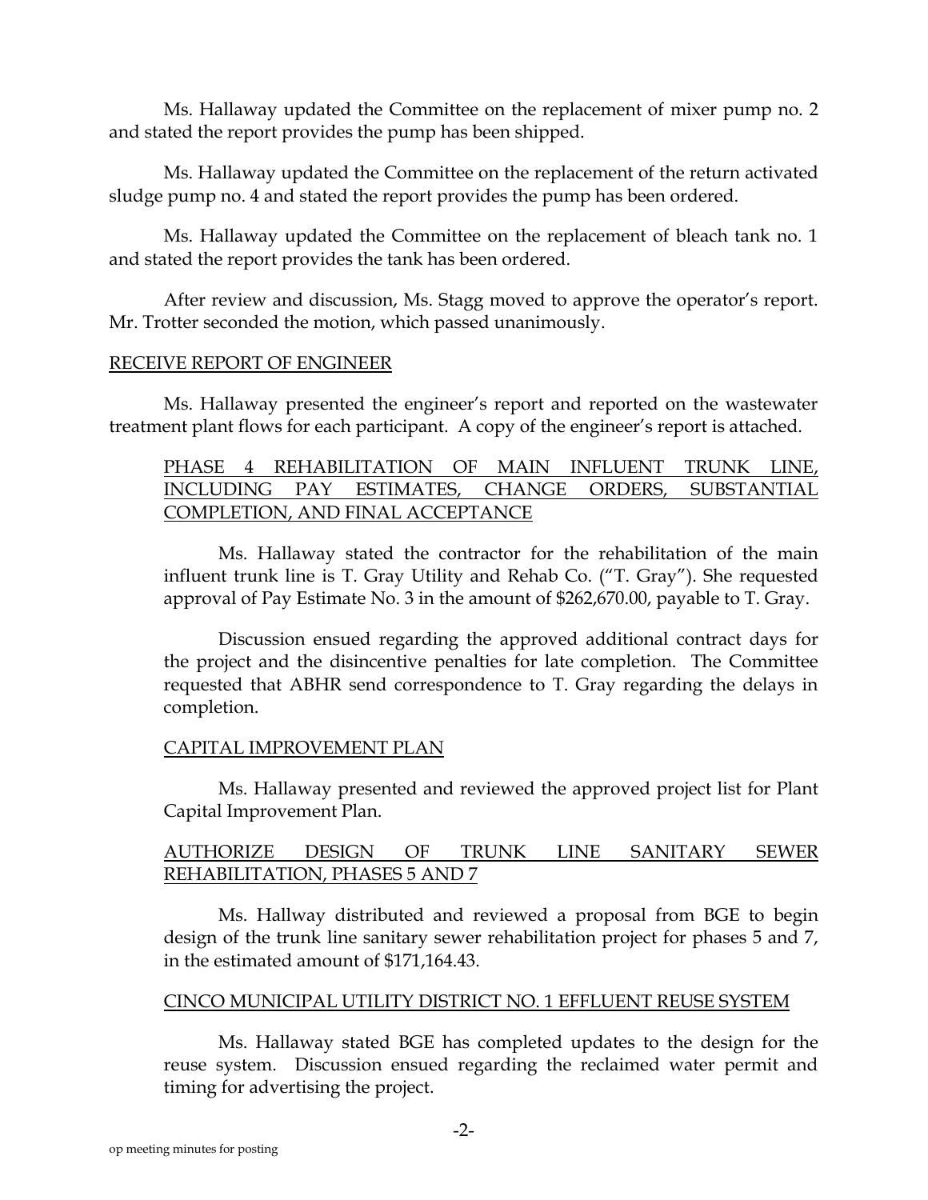Ms. Hallaway updated the Committee on the replacement of mixer pump no. 2 and stated the report provides the pump has been shipped.

Ms. Hallaway updated the Committee on the replacement of the return activated sludge pump no. 4 and stated the report provides the pump has been ordered.

Ms. Hallaway updated the Committee on the replacement of bleach tank no. 1 and stated the report provides the tank has been ordered.

After review and discussion, Ms. Stagg moved to approve the operator's report. Mr. Trotter seconded the motion, which passed unanimously.

RECEIVE REPORT OF ENGINEER

Ms. Hallaway presented the engineer's report and reported on the wastewater treatment plant flows for each participant. A copy of the engineer's report is attached.

PHASE 4 REHABILITATION OF MAIN INFLUENT TRUNK LINE, INCLUDING PAY ESTIMATES, CHANGE ORDERS, SUBSTANTIAL COMPLETION, AND FINAL ACCEPTANCE

Ms. Hallaway stated the contractor for the rehabilitation of the main influent trunk line is T. Gray Utility and Rehab Co. ("T. Gray"). She requested approval of Pay Estimate No. 3 in the amount of $262,670.00, payable to T. Gray.

Discussion ensued regarding the approved additional contract days for the project and the disincentive penalties for late completion. The Committee requested that ABHR send correspondence to T. Gray regarding the delays in completion.

CAPITAL IMPROVEMENT PLAN

Ms. Hallaway presented and reviewed the approved project list for Plant Capital Improvement Plan.

AUTHORIZE DESIGN OF TRUNK LINE SANITARY SEWER REHABILITATION, PHASES 5 AND 7

Ms. Hallway distributed and reviewed a proposal from BGE to begin design of the trunk line sanitary sewer rehabilitation project for phases 5 and 7, in the estimated amount of $171,164.43.

CINCO MUNICIPAL UTILITY DISTRICT NO. 1 EFFLUENT REUSE SYSTEM

Ms. Hallaway stated BGE has completed updates to the design for the reuse system. Discussion ensued regarding the reclaimed water permit and timing for advertising the project.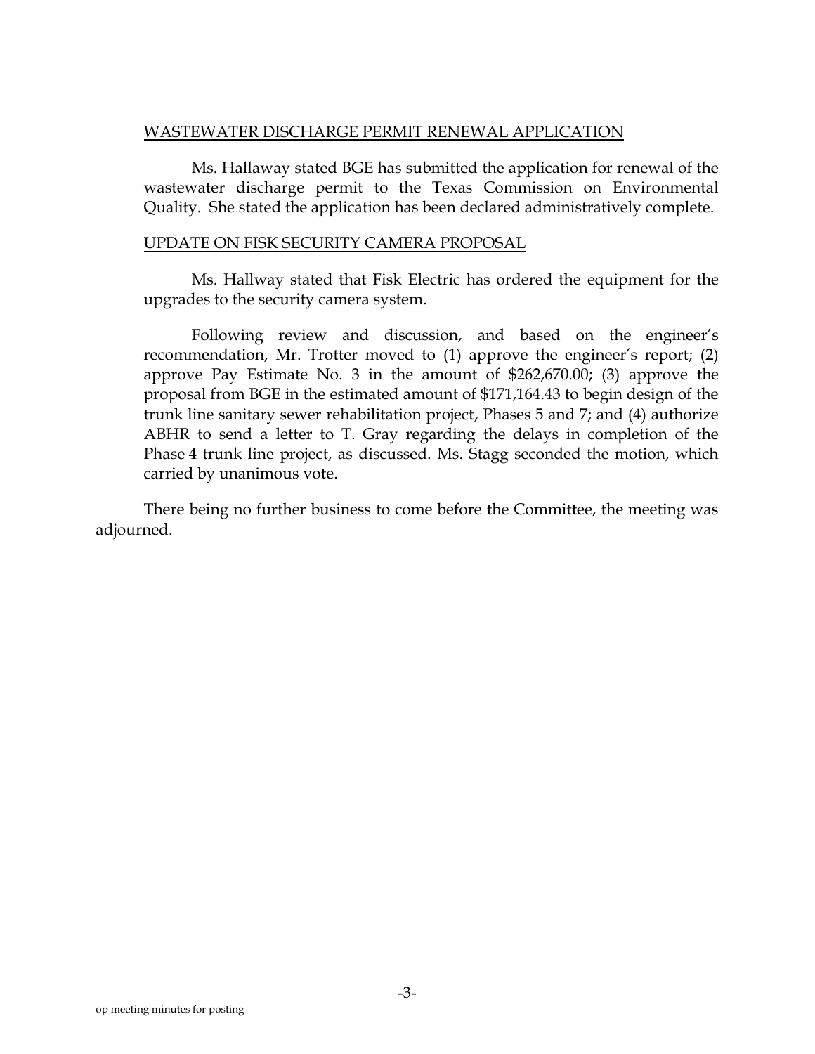WASTEWATER DISCHARGE PERMIT RENEWAL APPLICATION

Ms. Hallaway stated BGE has submitted the application for renewal of the wastewater discharge permit to the Texas Commission on Environmental Quality. She stated the application has been declared administratively complete.

UPDATE ON FISK SECURITY CAMERA PROPOSAL

Ms. Hallway stated that Fisk Electric has ordered the equipment for the upgrades to the security camera system.

Following review and discussion, and based on the engineer's recommendation, Mr. Trotter moved to (1) approve the engineer's report; (2) approve Pay Estimate No. 3 in the amount of $262,670.00; (3) approve the proposal from BGE in the estimated amount of $171,164.43 to begin design of the trunk line sanitary sewer rehabilitation project, Phases 5 and 7; and (4) authorize ABHR to send a letter to T. Gray regarding the delays in completion of the Phase 4 trunk line project, as discussed. Ms. Stagg seconded the motion, which carried by unanimous vote.

There being no further business to come before the Committee, the meeting was adjourned.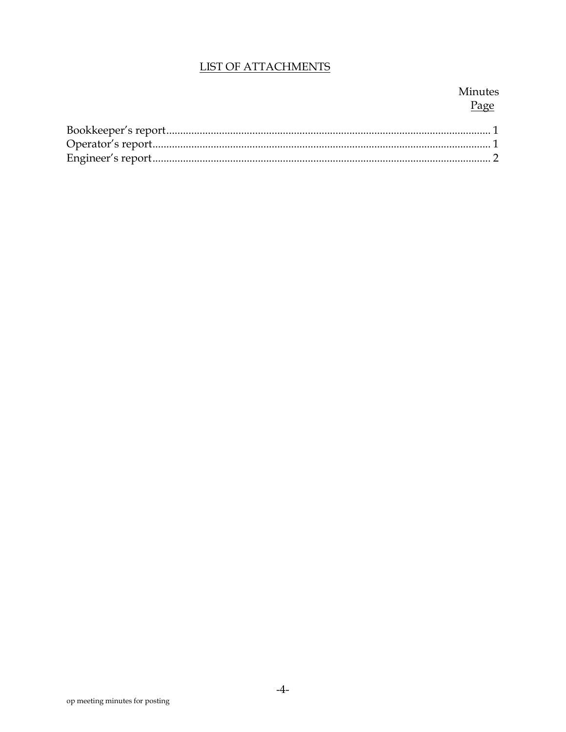## LIST OF ATTACHMENTS

| | Minutes Page |
|---|---|
| Bookkeeper's report | 1 |
| Operator's report | 1 |
| Engineer's report | 2 |